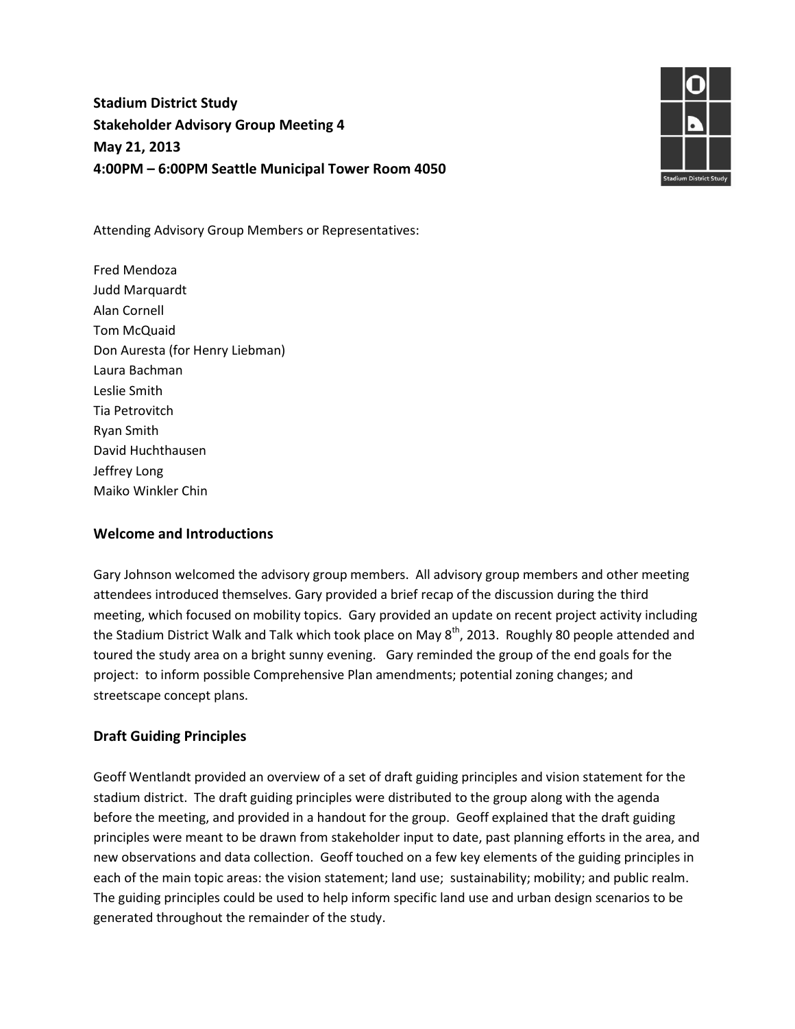**Stadium District Study**
**Stakeholder Advisory Group Meeting 4**
**May 21, 2013**
**4:00PM – 6:00PM Seattle Municipal Tower Room 4050**

Attending Advisory Group Members or Representatives:

Fred Mendoza
Judd Marquardt
Alan Cornell
Tom McQuaid
Don Auresta (for Henry Liebman)
Laura Bachman
Leslie Smith
Tia Petrovitch
Ryan Smith
David Huchthausen
Jeffrey Long
Maiko Winkler Chin

## Welcome and Introductions

Gary Johnson welcomed the advisory group members. All advisory group members and other meeting attendees introduced themselves. Gary provided a brief recap of the discussion during the third meeting, which focused on mobility topics. Gary provided an update on recent project activity including the Stadium District Walk and Talk which took place on May 8th, 2013. Roughly 80 people attended and toured the study area on a bright sunny evening. Gary reminded the group of the end goals for the project: to inform possible Comprehensive Plan amendments; potential zoning changes; and streetscape concept plans.

## Draft Guiding Principles

Geoff Wentlandt provided an overview of a set of draft guiding principles and vision statement for the stadium district. The draft guiding principles were distributed to the group along with the agenda before the meeting, and provided in a handout for the group. Geoff explained that the draft guiding principles were meant to be drawn from stakeholder input to date, past planning efforts in the area, and new observations and data collection. Geoff touched on a few key elements of the guiding principles in each of the main topic areas: the vision statement; land use; sustainability; mobility; and public realm. The guiding principles could be used to help inform specific land use and urban design scenarios to be generated throughout the remainder of the study.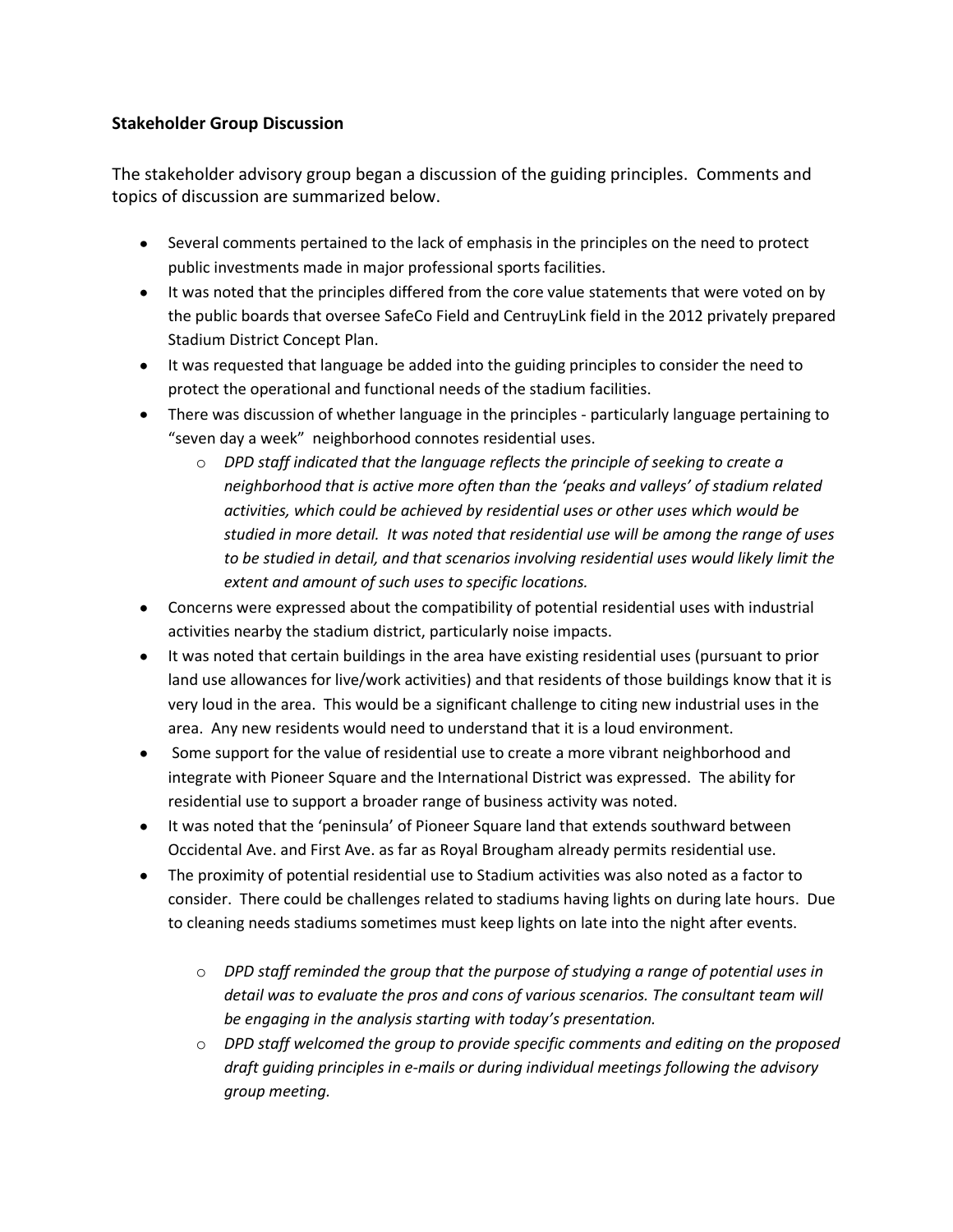**Stakeholder Group Discussion**

The stakeholder advisory group began a discussion of the guiding principles. Comments and topics of discussion are summarized below.

- Several comments pertained to the lack of emphasis in the principles on the need to protect public investments made in major professional sports facilities.
- It was noted that the principles differed from the core value statements that were voted on by the public boards that oversee SafeCo Field and CentruyLink field in the 2012 privately prepared Stadium District Concept Plan.
- It was requested that language be added into the guiding principles to consider the need to protect the operational and functional needs of the stadium facilities.
- There was discussion of whether language in the principles - particularly language pertaining to "seven day a week" neighborhood connotes residential uses.
    - *DPD staff indicated that the language reflects the principle of seeking to create a neighborhood that is active more often than the 'peaks and valleys' of stadium related activities, which could be achieved by residential uses or other uses which would be studied in more detail. It was noted that residential use will be among the range of uses to be studied in detail, and that scenarios involving residential uses would likely limit the extent and amount of such uses to specific locations.*
- Concerns were expressed about the compatibility of potential residential uses with industrial activities nearby the stadium district, particularly noise impacts.
- It was noted that certain buildings in the area have existing residential uses (pursuant to prior land use allowances for live/work activities) and that residents of those buildings know that it is very loud in the area. This would be a significant challenge to citing new industrial uses in the area. Any new residents would need to understand that it is a loud environment.
- Some support for the value of residential use to create a more vibrant neighborhood and integrate with Pioneer Square and the International District was expressed. The ability for residential use to support a broader range of business activity was noted.
- It was noted that the 'peninsula' of Pioneer Square land that extends southward between Occidental Ave. and First Ave. as far as Royal Brougham already permits residential use.
- The proximity of potential residential use to Stadium activities was also noted as a factor to consider. There could be challenges related to stadiums having lights on during late hours. Due to cleaning needs stadiums sometimes must keep lights on late into the night after events.
    - *DPD staff reminded the group that the purpose of studying a range of potential uses in detail was to evaluate the pros and cons of various scenarios. The consultant team will be engaging in the analysis starting with today's presentation.*
    - *DPD staff welcomed the group to provide specific comments and editing on the proposed draft guiding principles in e-mails or during individual meetings following the advisory group meeting.*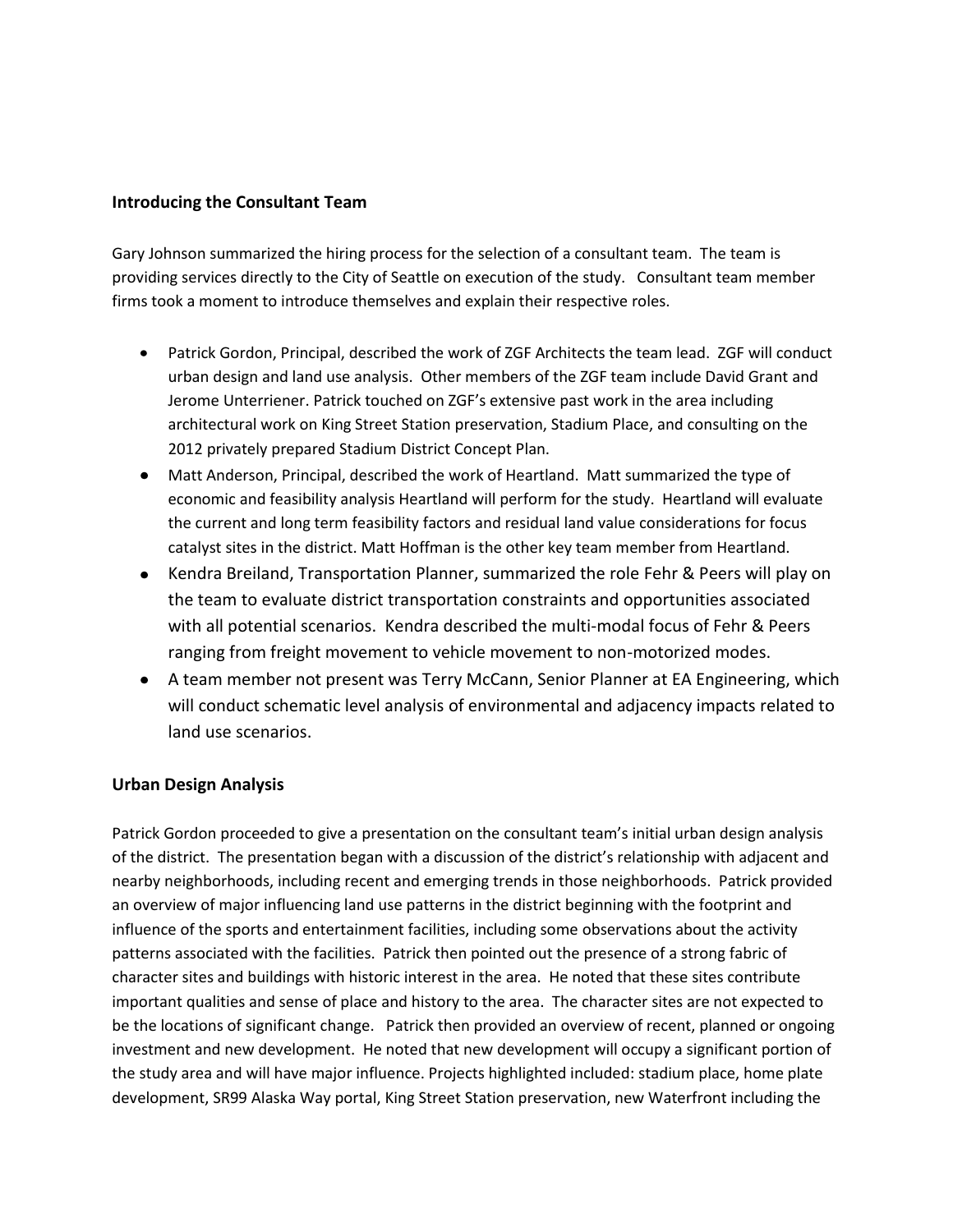### Introducing the Consultant Team

Gary Johnson summarized the hiring process for the selection of a consultant team. The team is providing services directly to the City of Seattle on execution of the study. Consultant team member firms took a moment to introduce themselves and explain their respective roles.

- Patrick Gordon, Principal, described the work of ZGF Architects the team lead. ZGF will conduct urban design and land use analysis. Other members of the ZGF team include David Grant and Jerome Unterriener. Patrick touched on ZGF's extensive past work in the area including architectural work on King Street Station preservation, Stadium Place, and consulting on the 2012 privately prepared Stadium District Concept Plan.
- Matt Anderson, Principal, described the work of Heartland. Matt summarized the type of economic and feasibility analysis Heartland will perform for the study. Heartland will evaluate the current and long term feasibility factors and residual land value considerations for focus catalyst sites in the district. Matt Hoffman is the other key team member from Heartland.
- Kendra Breiland, Transportation Planner, summarized the role Fehr & Peers will play on the team to evaluate district transportation constraints and opportunities associated with all potential scenarios. Kendra described the multi-modal focus of Fehr & Peers ranging from freight movement to vehicle movement to non-motorized modes.
- A team member not present was Terry McCann, Senior Planner at EA Engineering, which will conduct schematic level analysis of environmental and adjacency impacts related to land use scenarios.

### Urban Design Analysis

Patrick Gordon proceeded to give a presentation on the consultant team's initial urban design analysis of the district. The presentation began with a discussion of the district's relationship with adjacent and nearby neighborhoods, including recent and emerging trends in those neighborhoods. Patrick provided an overview of major influencing land use patterns in the district beginning with the footprint and influence of the sports and entertainment facilities, including some observations about the activity patterns associated with the facilities. Patrick then pointed out the presence of a strong fabric of character sites and buildings with historic interest in the area. He noted that these sites contribute important qualities and sense of place and history to the area. The character sites are not expected to be the locations of significant change. Patrick then provided an overview of recent, planned or ongoing investment and new development. He noted that new development will occupy a significant portion of the study area and will have major influence. Projects highlighted included: stadium place, home plate development, SR99 Alaska Way portal, King Street Station preservation, new Waterfront including the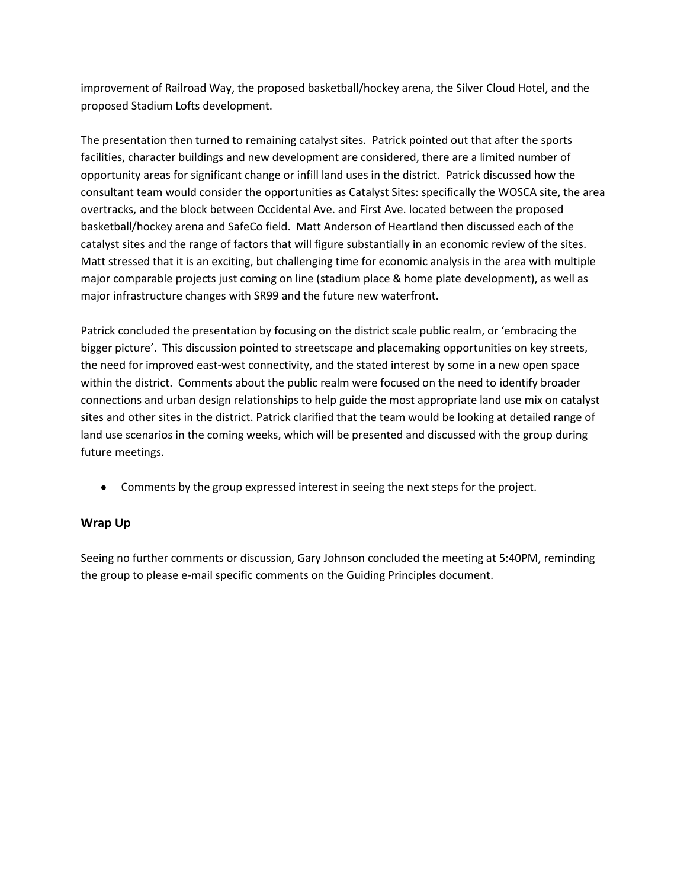improvement of Railroad Way, the proposed basketball/hockey arena, the Silver Cloud Hotel, and the proposed Stadium Lofts development.

The presentation then turned to remaining catalyst sites. Patrick pointed out that after the sports facilities, character buildings and new development are considered, there are a limited number of opportunity areas for significant change or infill land uses in the district. Patrick discussed how the consultant team would consider the opportunities as Catalyst Sites: specifically the WOSCA site, the area overtracks, and the block between Occidental Ave. and First Ave. located between the proposed basketball/hockey arena and SafeCo field. Matt Anderson of Heartland then discussed each of the catalyst sites and the range of factors that will figure substantially in an economic review of the sites. Matt stressed that it is an exciting, but challenging time for economic analysis in the area with multiple major comparable projects just coming on line (stadium place & home plate development), as well as major infrastructure changes with SR99 and the future new waterfront.

Patrick concluded the presentation by focusing on the district scale public realm, or 'embracing the bigger picture'. This discussion pointed to streetscape and placemaking opportunities on key streets, the need for improved east-west connectivity, and the stated interest by some in a new open space within the district. Comments about the public realm were focused on the need to identify broader connections and urban design relationships to help guide the most appropriate land use mix on catalyst sites and other sites in the district. Patrick clarified that the team would be looking at detailed range of land use scenarios in the coming weeks, which will be presented and discussed with the group during future meetings.

- Comments by the group expressed interest in seeing the next steps for the project.

## Wrap Up

Seeing no further comments or discussion, Gary Johnson concluded the meeting at 5:40PM, reminding the group to please e-mail specific comments on the Guiding Principles document.